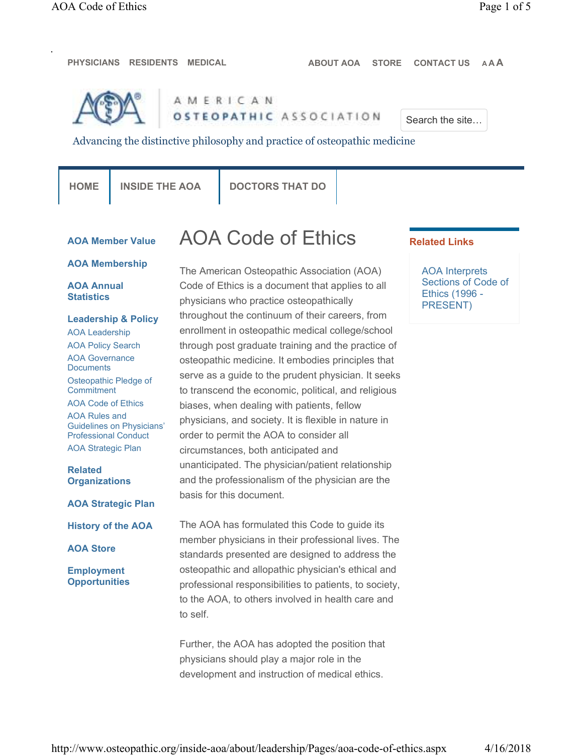PHYSICIANS RESIDENTS MEDICAL ABOUT AOA STORE CONTACT US AAA

AMERICAN OSTEOPATHIC ASSOCIATION

Search the site…

Advancing the distinctive philosophy and practice of osteopathic medicine

HOME | INSIDE THE AOA | DOCTORS THAT DO

**AOA Member Value**

**AOA Membership**

**AOA Annual Statistics**

**Leadership & Policy**

- AOA Leadership
- AOA Policy Search
- AOA Governance Documents
- Osteopathic Pledge of Commitment
- AOA Code of Ethics
- AOA Rules and Guidelines on Physicians' Professional Conduct
- AOA Strategic Plan

**Related Organizations**

**AOA Strategic Plan**

**History of the AOA**

**AOA Store**

**Employment Opportunities**

# AOA Code of Ethics

The American Osteopathic Association (AOA) Code of Ethics is a document that applies to all physicians who practice osteopathically throughout the continuum of their careers, from enrollment in osteopathic medical college/school through post graduate training and the practice of osteopathic medicine. It embodies principles that serve as a guide to the prudent physician. It seeks to transcend the economic, political, and religious biases, when dealing with patients, fellow physicians, and society. It is flexible in nature in order to permit the AOA to consider all circumstances, both anticipated and unanticipated. The physician/patient relationship and the professionalism of the physician are the basis for this document.

The AOA has formulated this Code to guide its member physicians in their professional lives. The standards presented are designed to address the osteopathic and allopathic physician's ethical and professional responsibilities to patients, to society, to the AOA, to others involved in health care and to self.

Further, the AOA has adopted the position that physicians should play a major role in the development and instruction of medical ethics.

**Related Links**

AOA Interprets Sections of Code of Ethics (1996 - PRESENT)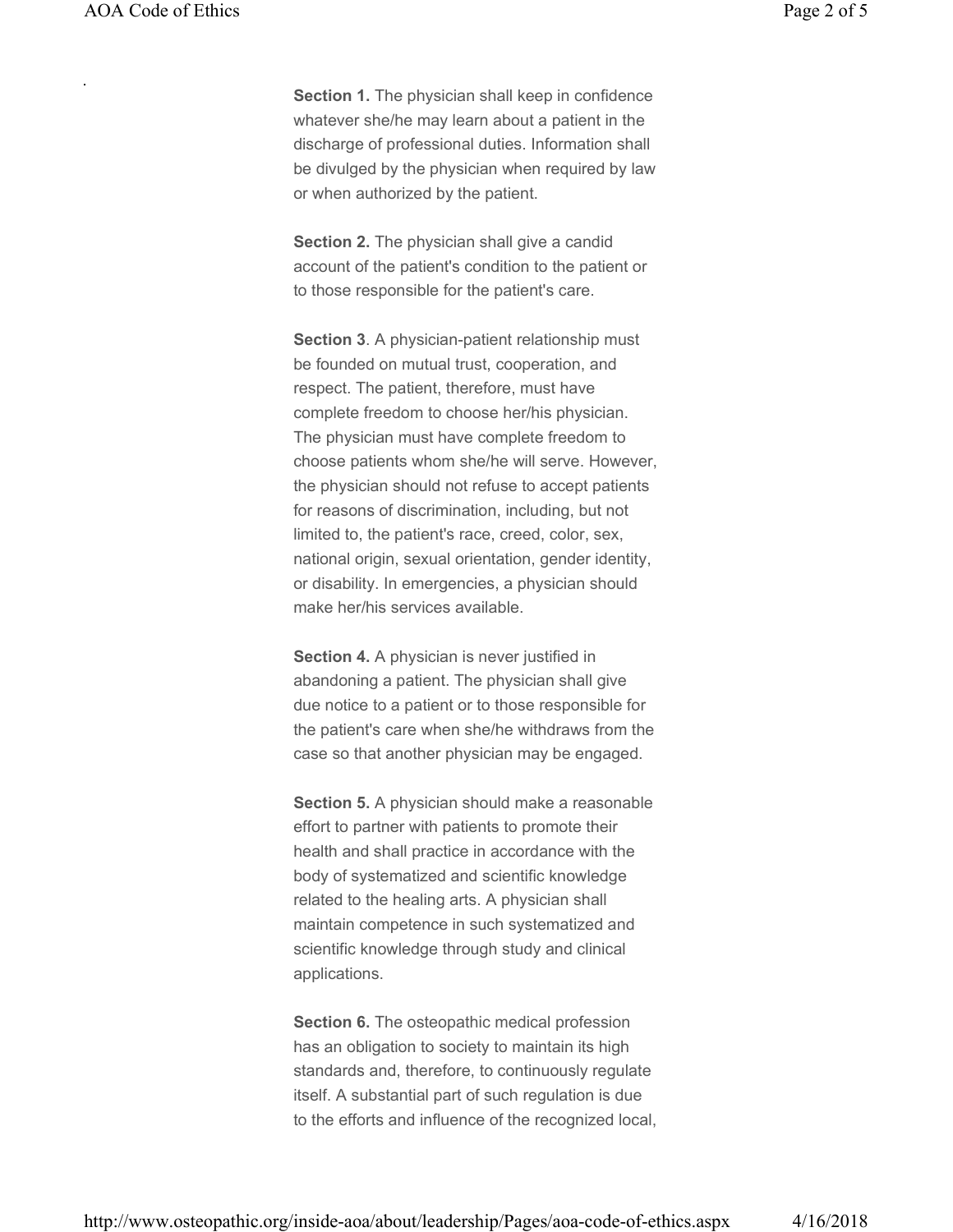**Section 1.** The physician shall keep in confidence whatever she/he may learn about a patient in the discharge of professional duties. Information shall be divulged by the physician when required by law or when authorized by the patient.

**Section 2.** The physician shall give a candid account of the patient's condition to the patient or to those responsible for the patient's care.

**Section 3**. A physician-patient relationship must be founded on mutual trust, cooperation, and respect. The patient, therefore, must have complete freedom to choose her/his physician. The physician must have complete freedom to choose patients whom she/he will serve. However, the physician should not refuse to accept patients for reasons of discrimination, including, but not limited to, the patient's race, creed, color, sex, national origin, sexual orientation, gender identity, or disability. In emergencies, a physician should make her/his services available.

**Section 4.** A physician is never justified in abandoning a patient. The physician shall give due notice to a patient or to those responsible for the patient's care when she/he withdraws from the case so that another physician may be engaged.

**Section 5.** A physician should make a reasonable effort to partner with patients to promote their health and shall practice in accordance with the body of systematized and scientific knowledge related to the healing arts. A physician shall maintain competence in such systematized and scientific knowledge through study and clinical applications.

**Section 6.** The osteopathic medical profession has an obligation to society to maintain its high standards and, therefore, to continuously regulate itself. A substantial part of such regulation is due to the efforts and influence of the recognized local,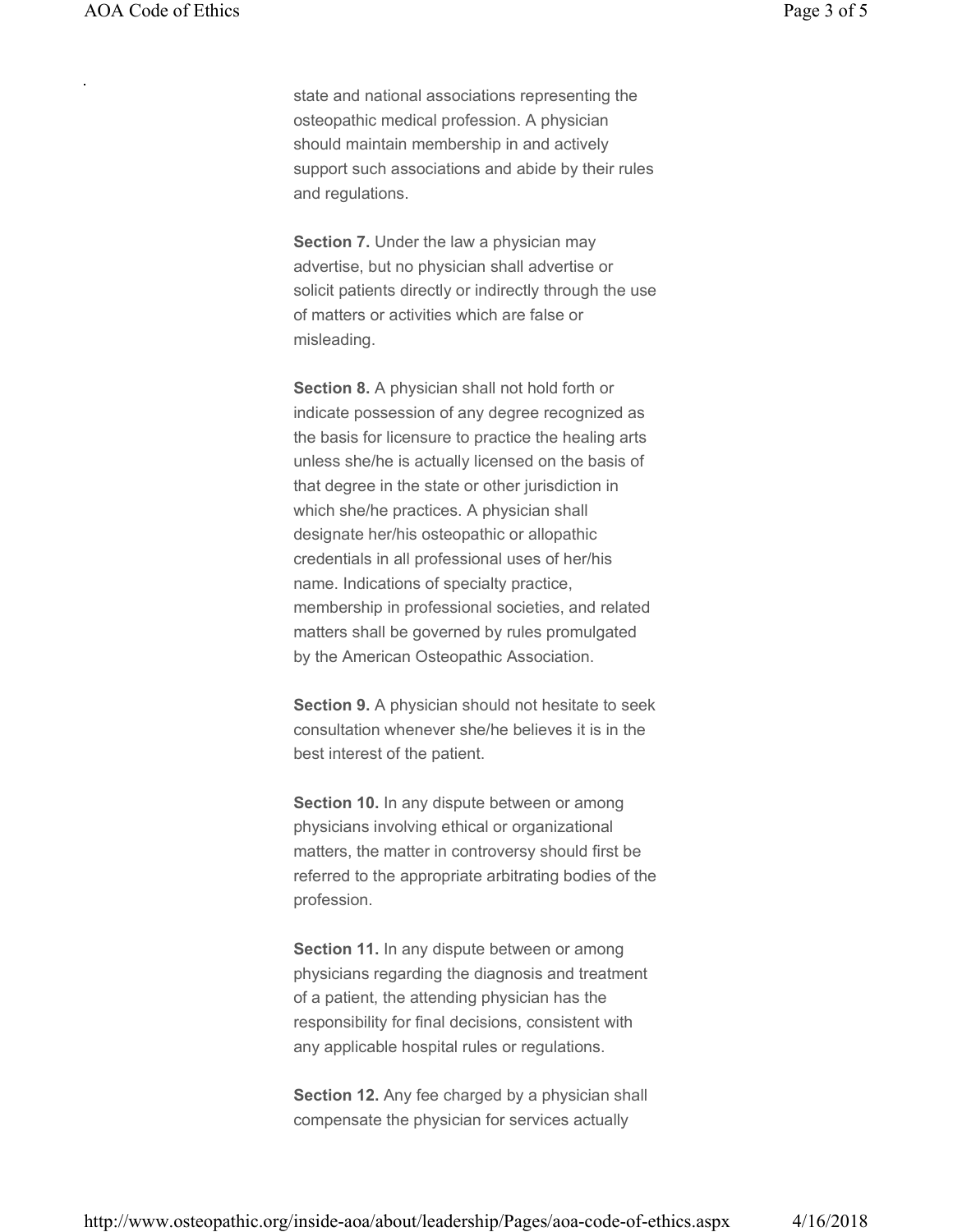state and national associations representing the osteopathic medical profession. A physician should maintain membership in and actively support such associations and abide by their rules and regulations.

**Section 7.** Under the law a physician may advertise, but no physician shall advertise or solicit patients directly or indirectly through the use of matters or activities which are false or misleading.

**Section 8.** A physician shall not hold forth or indicate possession of any degree recognized as the basis for licensure to practice the healing arts unless she/he is actually licensed on the basis of that degree in the state or other jurisdiction in which she/he practices. A physician shall designate her/his osteopathic or allopathic credentials in all professional uses of her/his name. Indications of specialty practice, membership in professional societies, and related matters shall be governed by rules promulgated by the American Osteopathic Association.

**Section 9.** A physician should not hesitate to seek consultation whenever she/he believes it is in the best interest of the patient.

**Section 10.** In any dispute between or among physicians involving ethical or organizational matters, the matter in controversy should first be referred to the appropriate arbitrating bodies of the profession.

**Section 11.** In any dispute between or among physicians regarding the diagnosis and treatment of a patient, the attending physician has the responsibility for final decisions, consistent with any applicable hospital rules or regulations.

**Section 12.** Any fee charged by a physician shall compensate the physician for services actually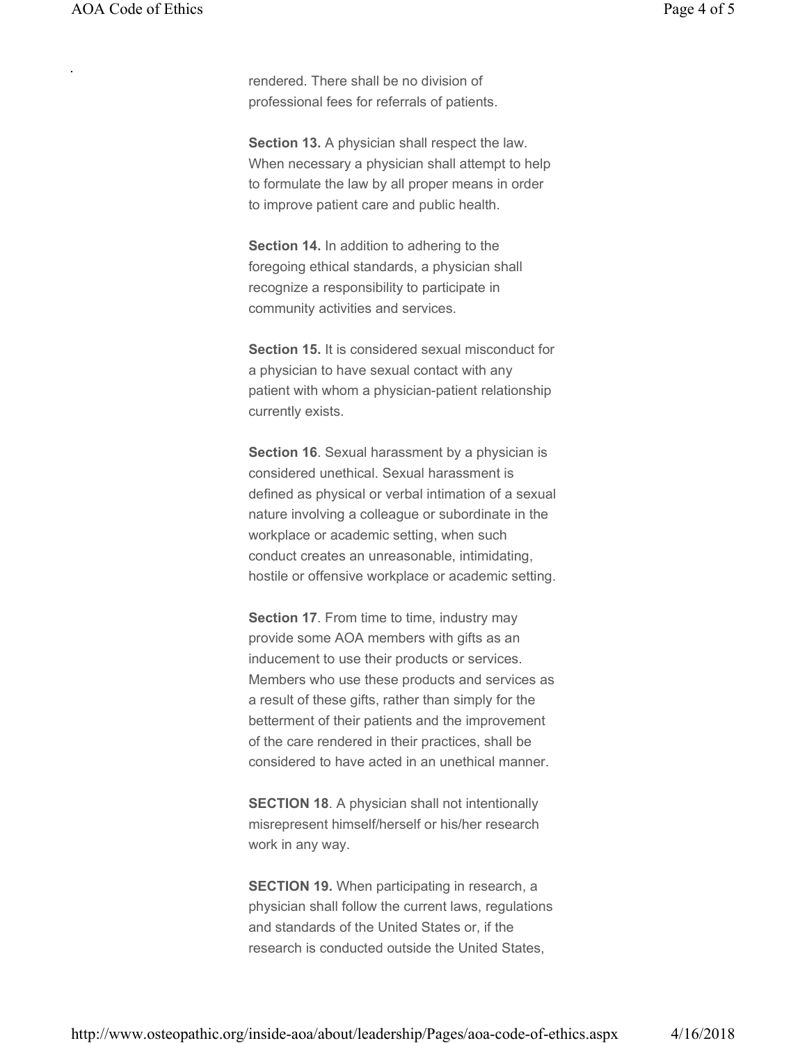rendered. There shall be no division of professional fees for referrals of patients.

**Section 13.** A physician shall respect the law. When necessary a physician shall attempt to help to formulate the law by all proper means in order to improve patient care and public health.

**Section 14.** In addition to adhering to the foregoing ethical standards, a physician shall recognize a responsibility to participate in community activities and services.

**Section 15.** It is considered sexual misconduct for a physician to have sexual contact with any patient with whom a physician-patient relationship currently exists.

**Section 16**. Sexual harassment by a physician is considered unethical. Sexual harassment is defined as physical or verbal intimation of a sexual nature involving a colleague or subordinate in the workplace or academic setting, when such conduct creates an unreasonable, intimidating, hostile or offensive workplace or academic setting.

**Section 17**. From time to time, industry may provide some AOA members with gifts as an inducement to use their products or services. Members who use these products and services as a result of these gifts, rather than simply for the betterment of their patients and the improvement of the care rendered in their practices, shall be considered to have acted in an unethical manner.

**SECTION 18**. A physician shall not intentionally misrepresent himself/herself or his/her research work in any way.

**SECTION 19.** When participating in research, a physician shall follow the current laws, regulations and standards of the United States or, if the research is conducted outside the United States,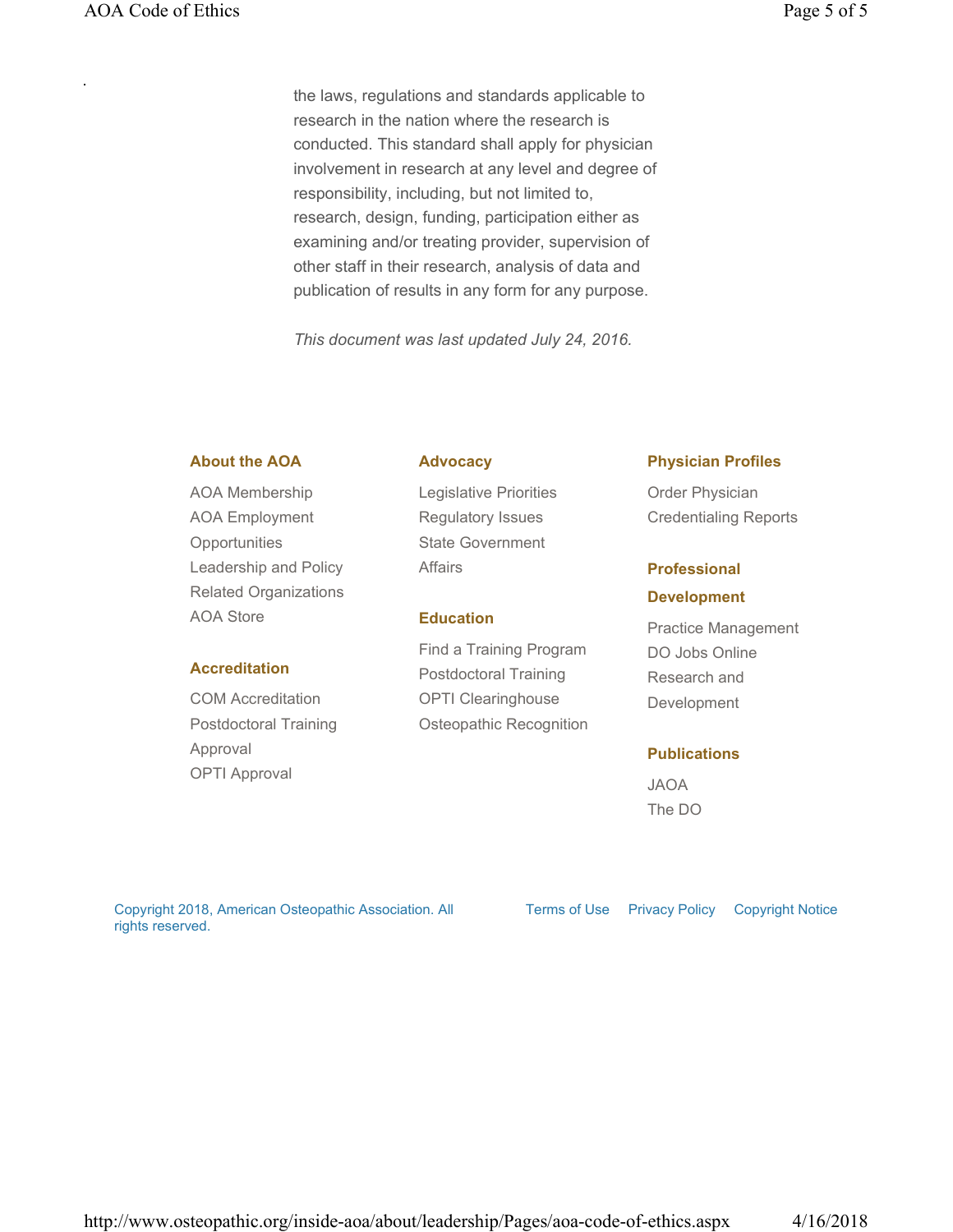the laws, regulations and standards applicable to research in the nation where the research is conducted. This standard shall apply for physician involvement in research at any level and degree of responsibility, including, but not limited to, research, design, funding, participation either as examining and/or treating provider, supervision of other staff in their research, analysis of data and publication of results in any form for any purpose.

*This document was last updated July 24, 2016.*

**About the AOA**

AOA Membership
AOA Employment Opportunities
Leadership and Policy
Related Organizations
AOA Store

**Accreditation**

COM Accreditation
Postdoctoral Training Approval
OPTI Approval

**Advocacy**

Legislative Priorities
Regulatory Issues
State Government Affairs

**Education**

Find a Training Program
Postdoctoral Training
OPTI Clearinghouse
Osteopathic Recognition

**Physician Profiles**

Order Physician Credentialing Reports

**Professional Development**

Practice Management
DO Jobs Online
Research and Development

**Publications**

JAOA
The DO

Copyright 2018, American Osteopathic Association. All rights reserved.

Terms of Use Privacy Policy Copyright Notice